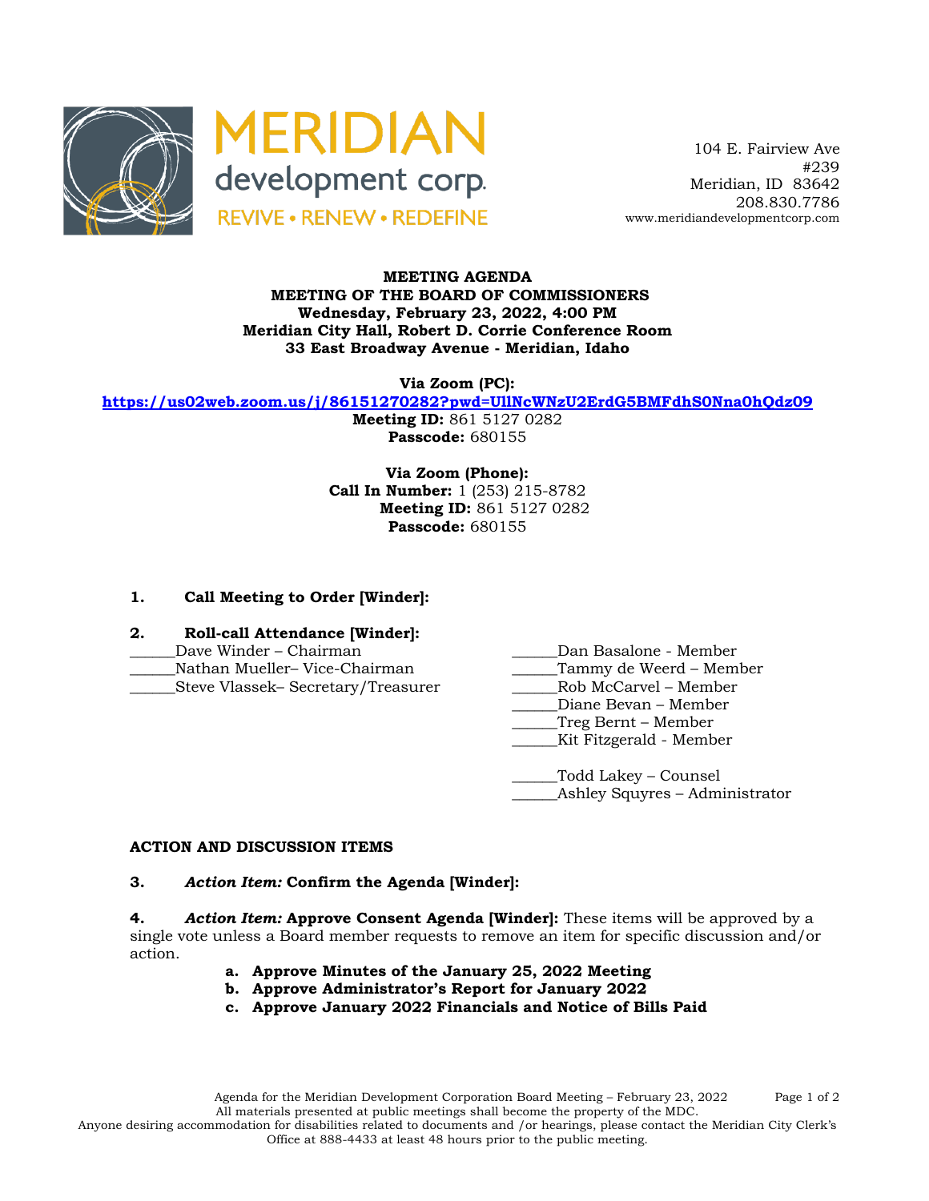MERIDIAN development corp.
REVIVE • RENEW • REDEFINE

104 E. Fairview Ave
#239
Meridian, ID 83642
208.830.7786
www.meridiandevelopmentcorp.com

**MEETING AGENDA**
**MEETING OF THE BOARD OF COMMISSIONERS**
**Wednesday, February 23, 2022, 4:00 PM**
**Meridian City Hall, Robert D. Corrie Conference Room**
**33 East Broadway Avenue - Meridian, Idaho**

**Via Zoom (PC):**
**https://us02web.zoom.us/j/86151270282?pwd=UllNcWNzU2ErdG5BMFdhS0Nna0hQdz09**
**Meeting ID:** 861 5127 0282
**Passcode:** 680155

**Via Zoom (Phone):**
**Call In Number:** 1 (253) 215-8782
**Meeting ID:** 861 5127 0282
**Passcode:** 680155

**1. Call Meeting to Order [Winder]:**

**2. Roll-call Attendance [Winder]:**

______Dave Winder – Chairman
______Nathan Mueller– Vice-Chairman
______Steve Vlassek– Secretary/Treasurer
______Dan Basalone - Member
______Tammy de Weerd – Member
______Rob McCarvel – Member
______Diane Bevan – Member
______Treg Bernt – Member
______Kit Fitzgerald - Member

______Todd Lakey – Counsel
______Ashley Squyres – Administrator

**ACTION AND DISCUSSION ITEMS**

**3. *Action Item:* Confirm the Agenda [Winder]:**

**4. *Action Item:* Approve Consent Agenda [Winder]:** These items will be approved by a single vote unless a Board member requests to remove an item for specific discussion and/or action.

- **a. Approve Minutes of the January 25, 2022 Meeting**
- **b. Approve Administrator's Report for January 2022**
- **c. Approve January 2022 Financials and Notice of Bills Paid**

Agenda for the Meridian Development Corporation Board Meeting – February 23, 2022
All materials presented at public meetings shall become the property of the MDC.
Anyone desiring accommodation for disabilities related to documents and /or hearings, please contact the Meridian City Clerk's Office at 888-4433 at least 48 hours prior to the public meeting.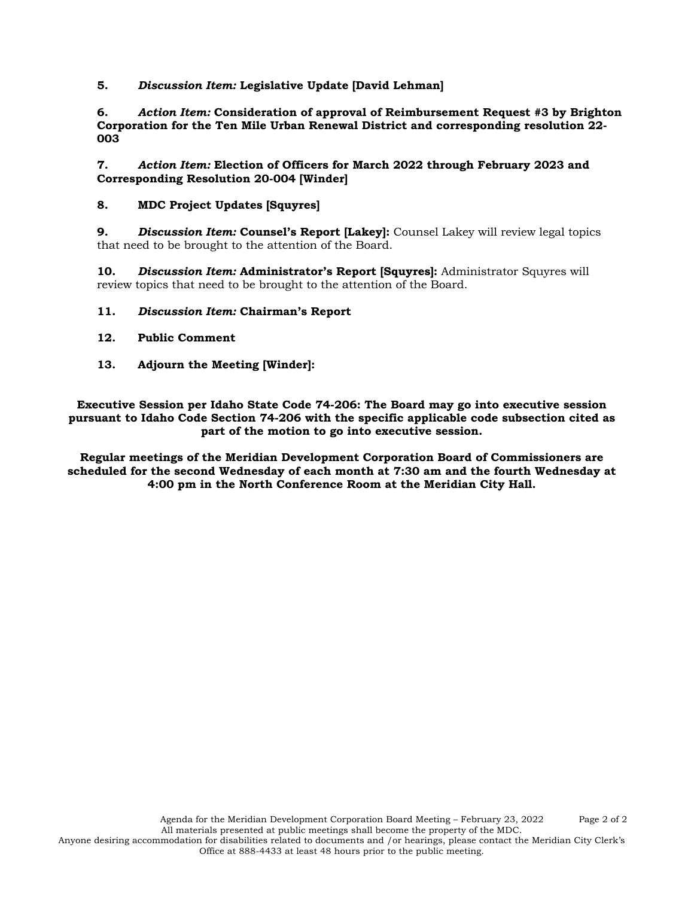**5.** ***Discussion Item:*** **Legislative Update [David Lehman]**

**6.** ***Action Item:*** **Consideration of approval of Reimbursement Request #3 by Brighton Corporation for the Ten Mile Urban Renewal District and corresponding resolution 22-003**

**7.** ***Action Item:*** **Election of Officers for March 2022 through February 2023 and Corresponding Resolution 20-004 [Winder]**

**8.** **MDC Project Updates [Squyres]**

**9.** ***Discussion Item:*** **Counsel's Report [Lakey]:** Counsel Lakey will review legal topics that need to be brought to the attention of the Board.

**10.** ***Discussion Item:*** **Administrator's Report [Squyres]:** Administrator Squyres will review topics that need to be brought to the attention of the Board.

**11.** ***Discussion Item:*** **Chairman's Report**

**12.** **Public Comment**

**13.** **Adjourn the Meeting [Winder]:**

**Executive Session per Idaho State Code 74-206: The Board may go into executive session pursuant to Idaho Code Section 74-206 with the specific applicable code subsection cited as part of the motion to go into executive session.**

**Regular meetings of the Meridian Development Corporation Board of Commissioners are scheduled for the second Wednesday of each month at 7:30 am and the fourth Wednesday at 4:00 pm in the North Conference Room at the Meridian City Hall.**

Agenda for the Meridian Development Corporation Board Meeting – February 23, 2022

All materials presented at public meetings shall become the property of the MDC.

Anyone desiring accommodation for disabilities related to documents and /or hearings, please contact the Meridian City Clerk's Office at 888-4433 at least 48 hours prior to the public meeting.